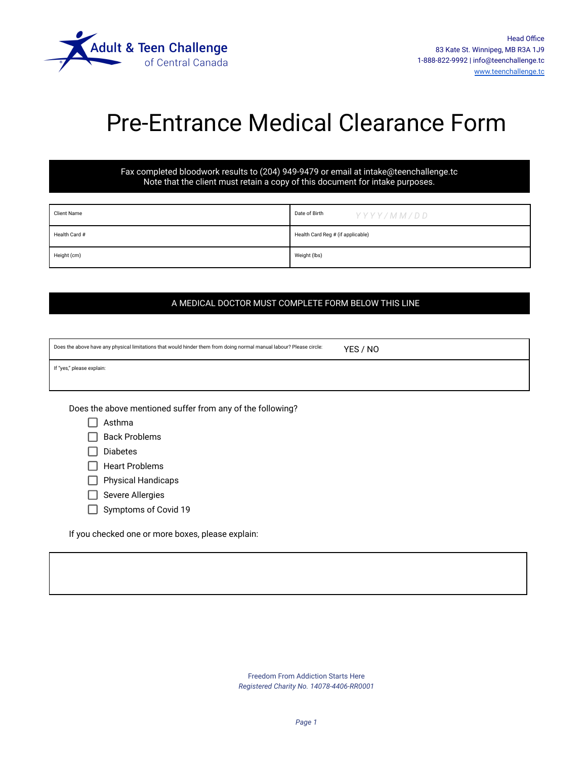Adult & Teen Challenge of Central Canada

Head Office
83 Kate St. Winnipeg, MB R3A 1J9
1-888-822-9992 | info@teenchallenge.tc
www.teenchallenge.tc

# Pre-Entrance Medical Clearance Form

Fax completed bloodwork results to (204) 949-9479 or email at intake@teenchallenge.tc
Note that the client must retain a copy of this document for intake purposes.

| Client Name | Date of Birth YYYY/MM/DD |
|---|---|
| Health Card # | Health Card Reg # (if applicable) |
| Height (cm) | Weight (lbs) |

**A MEDICAL DOCTOR MUST COMPLETE FORM BELOW THIS LINE**

| Does the above have any physical limitations that would hinder them from doing normal manual labour? Please circle: | YES / NO |
|---|---|
| If "yes," please explain: | |

Does the above mentioned suffer from any of the following?

- ☐ Asthma
- ☐ Back Problems
- ☐ Diabetes
- ☐ Heart Problems
- ☐ Physical Handicaps
- ☐ Severe Allergies
- ☐ Symptoms of Covid 19

If you checked one or more boxes, please explain:

| |
|---|
| |

Freedom From Addiction Starts Here
*Registered Charity No. 14078-4406-RR0001*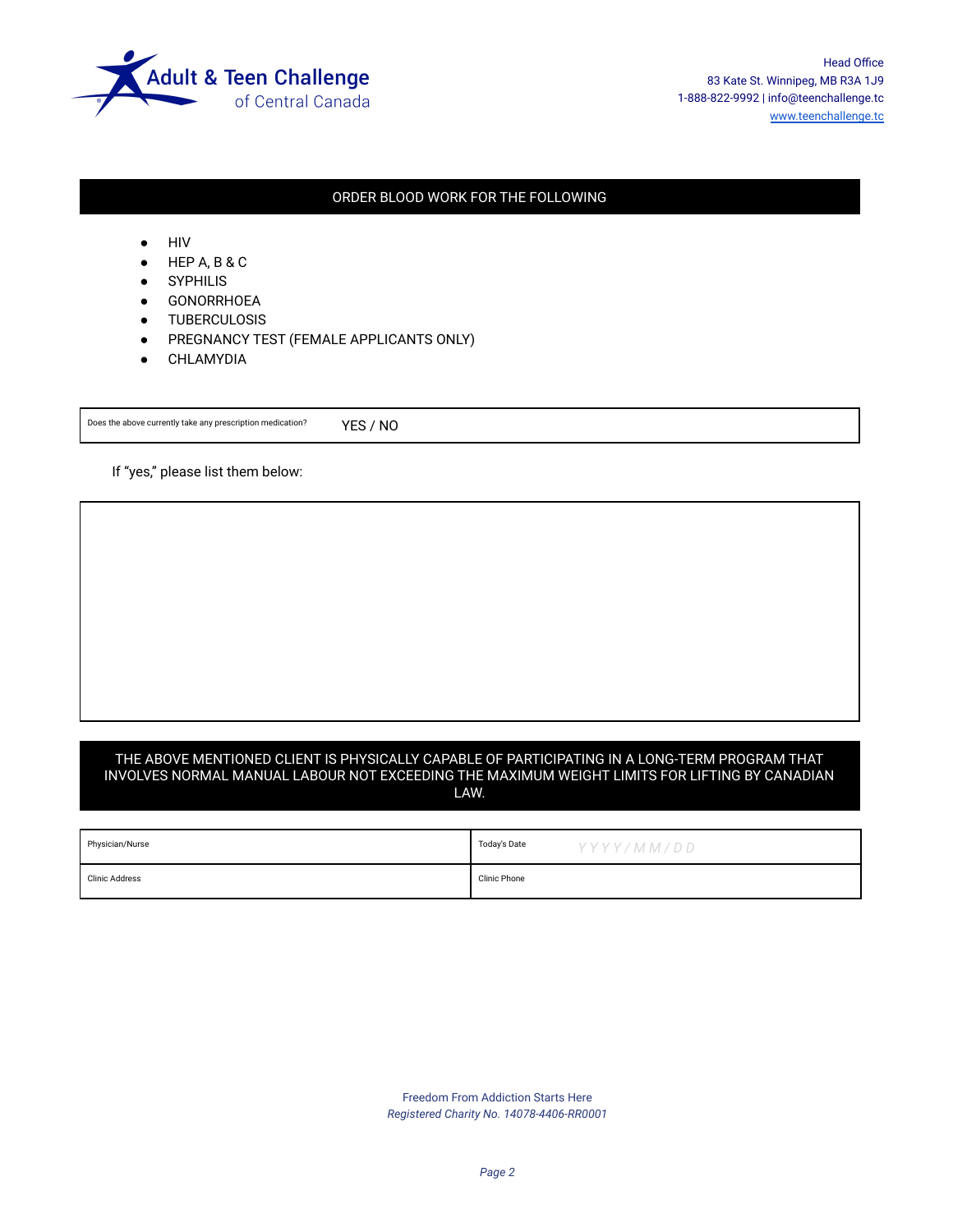Adult & Teen Challenge
of Central Canada

Head Office
83 Kate St. Winnipeg, MB R3A 1J9
1-888-822-9992 | info@teenchallenge.tc
www.teenchallenge.tc

## ORDER BLOOD WORK FOR THE FOLLOWING

- HIV
- HEP A, B & C
- SYPHILIS
- GONORRHOEA
- TUBERCULOSIS
- PREGNANCY TEST (FEMALE APPLICANTS ONLY)
- CHLAMYDIA

| Does the above currently take any prescription medication? | YES / NO |
|---|---|

If "yes," please list them below:

| |
|---|
| |

**THE ABOVE MENTIONED CLIENT IS PHYSICALLY CAPABLE OF PARTICIPATING IN A LONG-TERM PROGRAM THAT INVOLVES NORMAL MANUAL LABOUR NOT EXCEEDING THE MAXIMUM WEIGHT LIMITS FOR LIFTING BY CANADIAN LAW.**

| Physician/Nurse | Today's Date YYYY/MM/DD |
|---|---|
| Clinic Address | Clinic Phone |

Freedom From Addiction Starts Here
*Registered Charity No. 14078-4406-RR0001*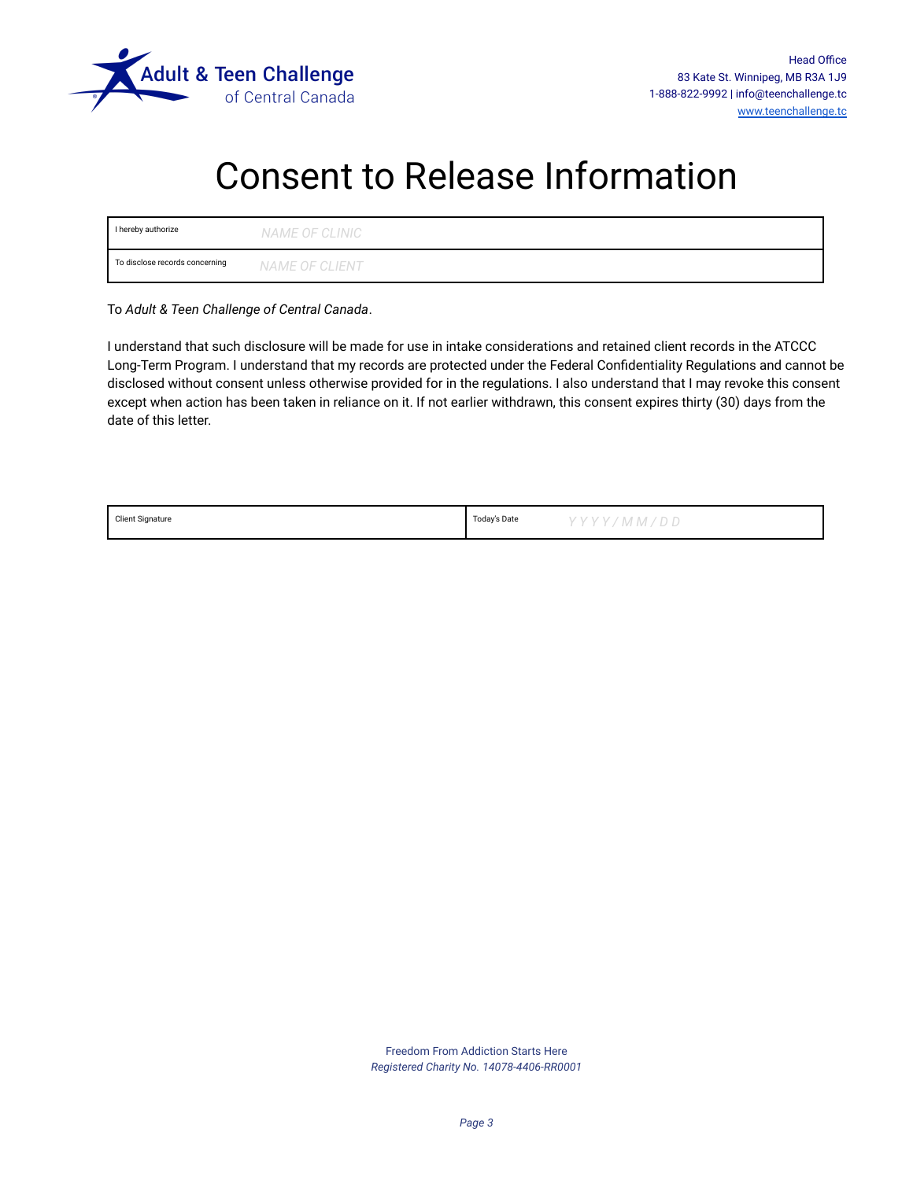Adult & Teen Challenge of Central Canada

Head Office
83 Kate St. Winnipeg, MB R3A 1J9
1-888-822-9992 | info@teenchallenge.tc
www.teenchallenge.tc

# Consent to Release Information

| I hereby authorize | NAME OF CLINIC |
|---|---|
| To disclose records concerning | NAME OF CLIENT |

To *Adult & Teen Challenge of Central Canada*.

I understand that such disclosure will be made for use in intake considerations and retained client records in the ATCCC Long-Term Program. I understand that my records are protected under the Federal Confidentiality Regulations and cannot be disclosed without consent unless otherwise provided for in the regulations. I also understand that I may revoke this consent except when action has been taken in reliance on it. If not earlier withdrawn, this consent expires thirty (30) days from the date of this letter.

| Client Signature | Today's Date | YYYY/MM/DD |
|---|---|---|

Freedom From Addiction Starts Here
*Registered Charity No. 14078-4406-RR0001*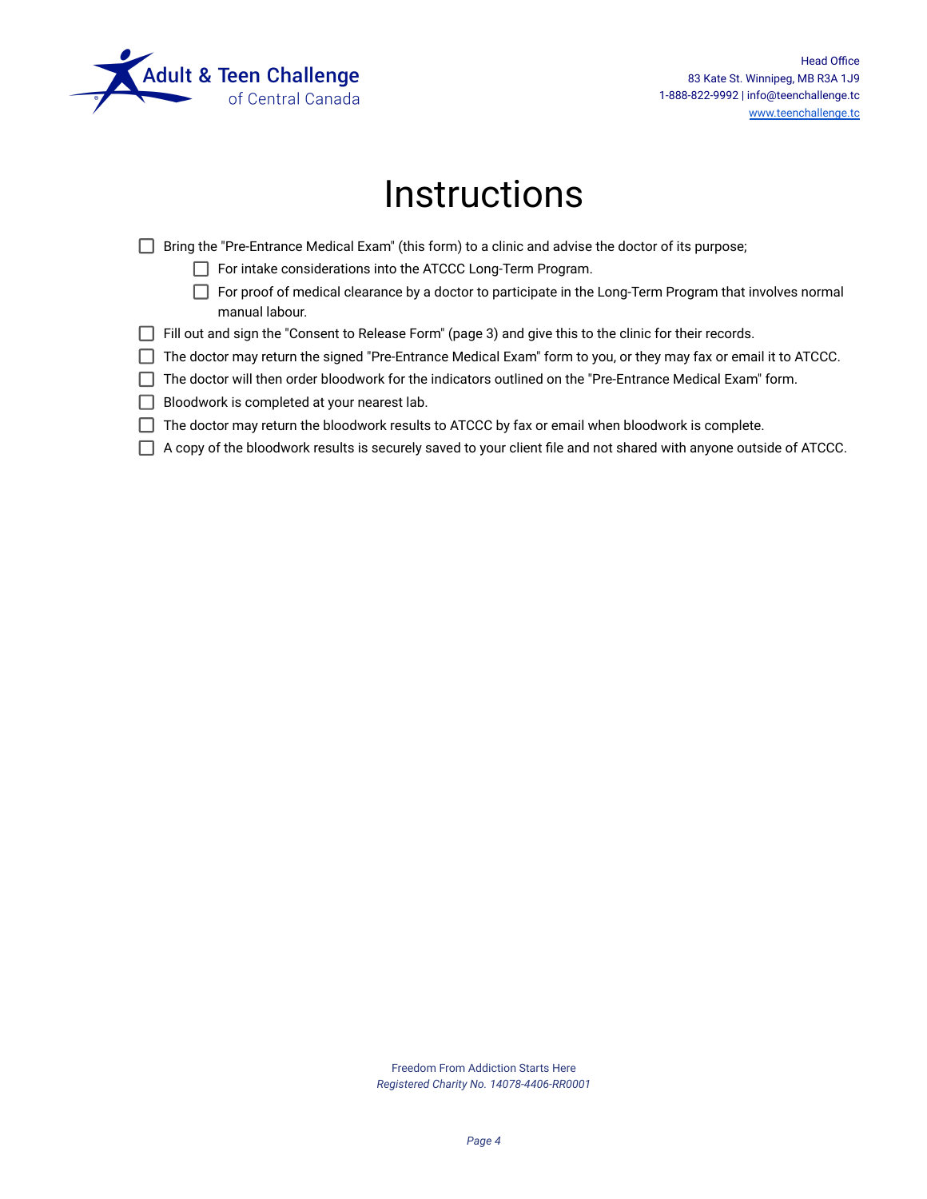# Instructions

- [ ] Bring the "Pre-Entrance Medical Exam" (this form) to a clinic and advise the doctor of its purpose;
    - [ ] For intake considerations into the ATCCC Long-Term Program.
    - [ ] For proof of medical clearance by a doctor to participate in the Long-Term Program that involves normal manual labour.
- [ ] Fill out and sign the "Consent to Release Form" (page 3) and give this to the clinic for their records.
- [ ] The doctor may return the signed "Pre-Entrance Medical Exam" form to you, or they may fax or email it to ATCCC.
- [ ] The doctor will then order bloodwork for the indicators outlined on the "Pre-Entrance Medical Exam" form.
- [ ] Bloodwork is completed at your nearest lab.
- [ ] The doctor may return the bloodwork results to ATCCC by fax or email when bloodwork is complete.
- [ ] A copy of the bloodwork results is securely saved to your client file and not shared with anyone outside of ATCCC.